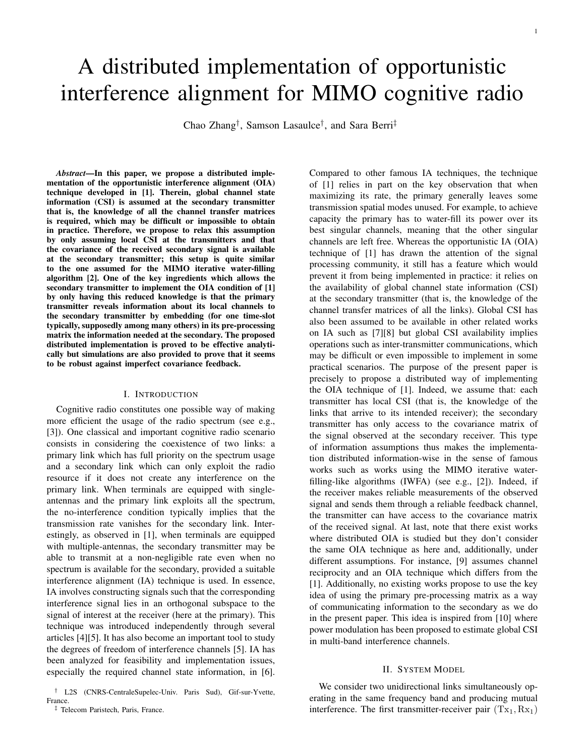# A distributed implementation of opportunistic interference alignment for MIMO cognitive radio

Chao Zhang[†], Samson Lasaulce[†], and Sara Berri[‡]

***Abstract*—In this paper, we propose a distributed implementation of the opportunistic interference alignment (OIA) technique developed in [1]. Therein, global channel state information (CSI) is assumed at the secondary transmitter that is, the knowledge of all the channel transfer matrices is required, which may be difficult or impossible to obtain in practice. Therefore, we propose to relax this assumption by only assuming local CSI at the transmitters and that the covariance of the received secondary signal is available at the secondary transmitter; this setup is quite similar to the one assumed for the MIMO iterative water-filling algorithm [2]. One of the key ingredients which allows the secondary transmitter to implement the OIA condition of [1] by only having this reduced knowledge is that the primary transmitter reveals information about its local channels to the secondary transmitter by embedding (for one time-slot typically, supposedly among many others) in its pre-processing matrix the information needed at the secondary. The proposed distributed implementation is proved to be effective analytically but simulations are also provided to prove that it seems to be robust against imperfect covariance feedback.**

## I. Introduction

Cognitive radio constitutes one possible way of making more efficient the usage of the radio spectrum (see e.g., [3]). One classical and important cognitive radio scenario consists in considering the coexistence of two links: a primary link which has full priority on the spectrum usage and a secondary link which can only exploit the radio resource if it does not create any interference on the primary link. When terminals are equipped with single-antennas and the primary link exploits all the spectrum, the no-interference condition typically implies that the transmission rate vanishes for the secondary link. Interestingly, as observed in [1], when terminals are equipped with multiple-antennas, the secondary transmitter may be able to transmit at a non-negligible rate even when no spectrum is available for the secondary, provided a suitable interference alignment (IA) technique is used. In essence, IA involves constructing signals such that the corresponding interference signal lies in an orthogonal subspace to the signal of interest at the receiver (here at the primary). This technique was introduced independently through several articles [4][5]. It has also become an important tool to study the degrees of freedom of interference channels [5]. IA has been analyzed for feasibility and implementation issues, especially the required channel state information, in [6]. Compared to other famous IA techniques, the technique of [1] relies in part on the key observation that when maximizing its rate, the primary generally leaves some transmission spatial modes unused. For example, to achieve capacity the primary has to water-fill its power over its best singular channels, meaning that the other singular channels are left free. Whereas the opportunistic IA (OIA) technique of [1] has drawn the attention of the signal processing community, it still has a feature which would prevent it from being implemented in practice: it relies on the availability of global channel state information (CSI) at the secondary transmitter (that is, the knowledge of the channel transfer matrices of all the links). Global CSI has also been assumed to be available in other related works on IA such as [7][8] but global CSI availability implies operations such as inter-transmitter communications, which may be difficult or even impossible to implement in some practical scenarios. The purpose of the present paper is precisely to propose a distributed way of implementing the OIA technique of [1]. Indeed, we assume that: each transmitter has local CSI (that is, the knowledge of the links that arrive to its intended receiver); the secondary transmitter has only access to the covariance matrix of the signal observed at the secondary receiver. This type of information assumptions thus makes the implementation distributed information-wise in the sense of famous works such as works using the MIMO iterative water-filling-like algorithms (IWFA) (see e.g., [2]). Indeed, if the receiver makes reliable measurements of the observed signal and sends them through a reliable feedback channel, the transmitter can have access to the covariance matrix of the received signal. At last, note that there exist works where distributed OIA is studied but they don't consider the same OIA technique as here and, additionally, under different assumptions. For instance, [9] assumes channel reciprocity and an OIA technique which differs from the [1]. Additionally, no existing works propose to use the key idea of using the primary pre-processing matrix as a way of communicating information to the secondary as we do in the present paper. This idea is inspired from [10] where power modulation has been proposed to estimate global CSI in multi-band interference channels.

## II. System Model

We consider two unidirectional links simultaneously operating in the same frequency band and producing mutual interference. The first transmitter-receiver pair $(\mathrm{Tx}_1, \mathrm{Rx}_1)$

[†] L2S (CNRS-CentraleSupelec-Univ. Paris Sud), Gif-sur-Yvette, France.

[‡] Telecom Paristech, Paris, France.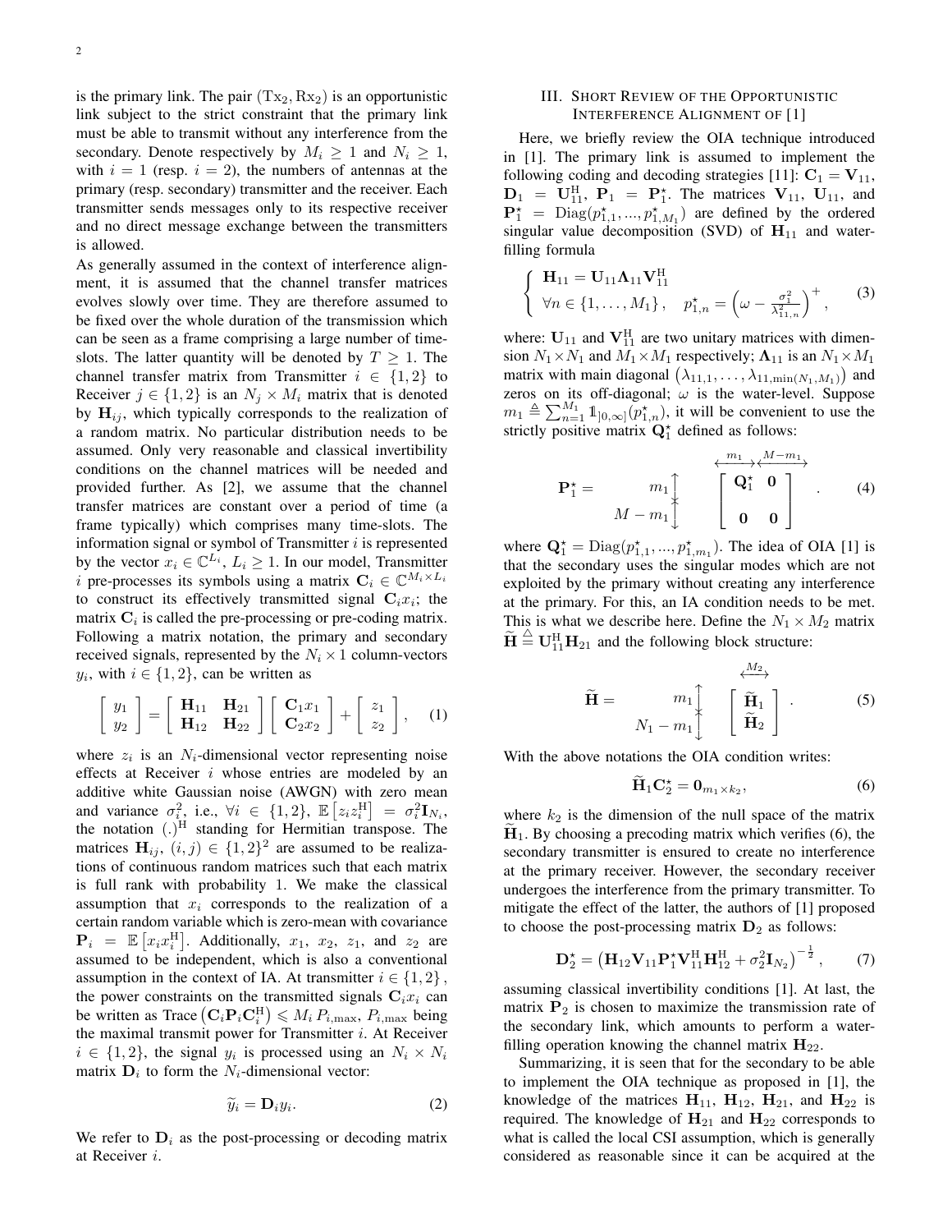is the primary link. The pair $(\mathrm{Tx}_2, \mathrm{Rx}_2)$ is an opportunistic link subject to the strict constraint that the primary link must be able to transmit without any interference from the secondary. Denote respectively by $M_i \geq 1$ and $N_i \geq 1$, with $i = 1$ (resp. $i = 2$), the numbers of antennas at the primary (resp. secondary) transmitter and the receiver. Each transmitter sends messages only to its respective receiver and no direct message exchange between the transmitters is allowed.

As generally assumed in the context of interference alignment, it is assumed that the channel transfer matrices evolves slowly over time. They are therefore assumed to be fixed over the whole duration of the transmission which can be seen as a frame comprising a large number of time-slots. The latter quantity will be denoted by $T \geq 1$. The channel transfer matrix from Transmitter $i \in \{1, 2\}$ to Receiver $j \in \{1, 2\}$ is an $N_j \times M_i$ matrix that is denoted by $\mathbf{H}_{ij}$, which typically corresponds to the realization of a random matrix. No particular distribution needs to be assumed. Only very reasonable and classical invertibility conditions on the channel matrices will be needed and provided further. As [2], we assume that the channel transfer matrices are constant over a period of time (a frame typically) which comprises many time-slots. The information signal or symbol of Transmitter $i$ is represented by the vector $x_i \in \mathbb{C}^{L_i}$, $L_i \geq 1$. In our model, Transmitter $i$ pre-processes its symbols using a matrix $\mathbf{C}_i \in \mathbb{C}^{M_i \times L_i}$ to construct its effectively transmitted signal $\mathbf{C}_i x_i$; the matrix $\mathbf{C}_i$ is called the pre-processing or pre-coding matrix. Following a matrix notation, the primary and secondary received signals, represented by the $N_i \times 1$ column-vectors $y_i$, with $i \in \{1, 2\}$, can be written as

$$\begin{bmatrix} y_1 \\ y_2 \end{bmatrix} = \begin{bmatrix} \mathbf{H}_{11} & \mathbf{H}_{21} \\ \mathbf{H}_{12} & \mathbf{H}_{22} \end{bmatrix} \begin{bmatrix} \mathbf{C}_1 x_1 \\ \mathbf{C}_2 x_2 \end{bmatrix} + \begin{bmatrix} z_1 \\ z_2 \end{bmatrix}, \quad (1)$$

where $z_i$ is an $N_i$-dimensional vector representing noise effects at Receiver $i$ whose entries are modeled by an additive white Gaussian noise (AWGN) with zero mean and variance $\sigma_i^2$, i.e., $\forall i \in \{1, 2\}$, $\mathbb{E}\left[z_i z_i^{\mathrm{H}}\right] = \sigma_i^2 \mathbf{I}_{N_i}$, the notation $(.)^{\mathrm{H}}$ standing for Hermitian transpose. The matrices $\mathbf{H}_{ij}$, $(i, j) \in \{1, 2\}^2$ are assumed to be realizations of continuous random matrices such that each matrix is full rank with probability 1. We make the classical assumption that $x_i$ corresponds to the realization of a certain random variable which is zero-mean with covariance $\mathbf{P}_i = \mathbb{E}\left[x_i x_i^{\mathrm{H}}\right]$. Additionally, $x_1$, $x_2$, $z_1$, and $z_2$ are assumed to be independent, which is also a conventional assumption in the context of IA. At transmitter $i \in \{1, 2\}$, the power constraints on the transmitted signals $\mathbf{C}_i x_i$ can be written as $\mathrm{Trace}\left(\mathbf{C}_i \mathbf{P}_i \mathbf{C}_i^{\mathrm{H}}\right) \leqslant M_i P_{i,\max}$, $P_{i,\max}$ being the maximal transmit power for Transmitter $i$. At Receiver $i \in \{1, 2\}$, the signal $y_i$ is processed using an $N_i \times N_i$ matrix $\mathbf{D}_i$ to form the $N_i$-dimensional vector:

$$\widetilde{y}_i = \mathbf{D}_i y_i. \quad (2)$$

We refer to $\mathbf{D}_i$ as the post-processing or decoding matrix at Receiver $i$.

## III. Short Review of the Opportunistic Interference Alignment of [1]

Here, we briefly review the OIA technique introduced in [1]. The primary link is assumed to implement the following coding and decoding strategies [11]: $\mathbf{C}_1 = \mathbf{V}_{11}$, $\mathbf{D}_1 = \mathbf{U}_{11}^{\mathrm{H}}$, $\mathbf{P}_1 = \mathbf{P}_1^{\star}$. The matrices $\mathbf{V}_{11}$, $\mathbf{U}_{11}$, and $\mathbf{P}_1^{\star} = \mathrm{Diag}(p_{1,1}^{\star}, ..., p_{1,M_1}^{\star})$ are defined by the ordered singular value decomposition (SVD) of $\mathbf{H}_{11}$ and water-filling formula

$$\begin{cases} \mathbf{H}_{11} = \mathbf{U}_{11} \mathbf{\Lambda}_{11} \mathbf{V}_{11}^{\mathrm{H}} \\ \forall n \in \{1, \ldots, M_1\}, \quad p_{1,n}^{\star} = \left(\omega - \frac{\sigma_1^2}{\lambda_{11,n}^2}\right)^{+}, \end{cases} \quad (3)$$

where: $\mathbf{U}_{11}$ and $\mathbf{V}_{11}^{\mathrm{H}}$ are two unitary matrices with dimension $N_1 \times N_1$ and $M_1 \times M_1$ respectively; $\mathbf{\Lambda}_{11}$ is an $N_1 \times M_1$ matrix with main diagonal $\left(\lambda_{11,1}, \ldots, \lambda_{11,\min(N_1,M_1)}\right)$ and zeros on its off-diagonal; $\omega$ is the water-level. Suppose $m_1 \triangleq \sum_{n=1}^{M_1} \mathbb{1}_{]0,\infty]}(p_{1,n}^{\star})$, it will be convenient to use the strictly positive matrix $\mathbf{Q}_1^{\star}$ defined as follows:

$$\mathbf{P}_1^{\star} = \begin{array}{c} \scriptstyle m_1 \\ \scriptstyle M-m_1 \end{array} \overset{\begin{array}{cc} \scriptstyle m_1 & \scriptstyle M-m_1 \end{array}}{\begin{bmatrix} \mathbf{Q}_1^{\star} & \mathbf{0} \\ \mathbf{0} & \mathbf{0} \end{bmatrix}}. \quad (4)$$

where $\mathbf{Q}_1^{\star} = \mathrm{Diag}(p_{1,1}^{\star}, ..., p_{1,m_1}^{\star})$. The idea of OIA [1] is that the secondary uses the singular modes which are not exploited by the primary without creating any interference at the primary. For this, an IA condition needs to be met. This is what we describe here. Define the $N_1 \times M_2$ matrix $\widetilde{\mathbf{H}} \triangleq \mathbf{U}_{11}^{\mathrm{H}} \mathbf{H}_{21}$ and the following block structure:

$$\widetilde{\mathbf{H}} = \begin{array}{c} \scriptstyle m_1 \\ \scriptstyle N_1-m_1 \end{array} \overset{\scriptstyle M_2}{\begin{bmatrix} \widetilde{\mathbf{H}}_1 \\ \widetilde{\mathbf{H}}_2 \end{bmatrix}}. \quad (5)$$

With the above notations the OIA condition writes:

$$\widetilde{\mathbf{H}}_1 \mathbf{C}_2^{\star} = \mathbf{0}_{m_1 \times k_2}, \quad (6)$$

where $k_2$ is the dimension of the null space of the matrix $\widetilde{\mathbf{H}}_1$. By choosing a precoding matrix which verifies (6), the secondary transmitter is ensured to create no interference at the primary receiver. However, the secondary receiver undergoes the interference from the primary transmitter. To mitigate the effect of the latter, the authors of [1] proposed to choose the post-processing matrix $\mathbf{D}_2$ as follows:

$$\mathbf{D}_2^{\star} = \left(\mathbf{H}_{12} \mathbf{V}_{11} \mathbf{P}_1^{\star} \mathbf{V}_{11}^{\mathrm{H}} \mathbf{H}_{12}^{\mathrm{H}} + \sigma_2^2 \mathbf{I}_{N_2}\right)^{-\frac{1}{2}}, \quad (7)$$

assuming classical invertibility conditions [1]. At last, the matrix $\mathbf{P}_2$ is chosen to maximize the transmission rate of the secondary link, which amounts to perform a water-filling operation knowing the channel matrix $\mathbf{H}_{22}$.

Summarizing, it is seen that for the secondary to be able to implement the OIA technique as proposed in [1], the knowledge of the matrices $\mathbf{H}_{11}$, $\mathbf{H}_{12}$, $\mathbf{H}_{21}$, and $\mathbf{H}_{22}$ is required. The knowledge of $\mathbf{H}_{21}$ and $\mathbf{H}_{22}$ corresponds to what is called the local CSI assumption, which is generally considered as reasonable since it can be acquired at the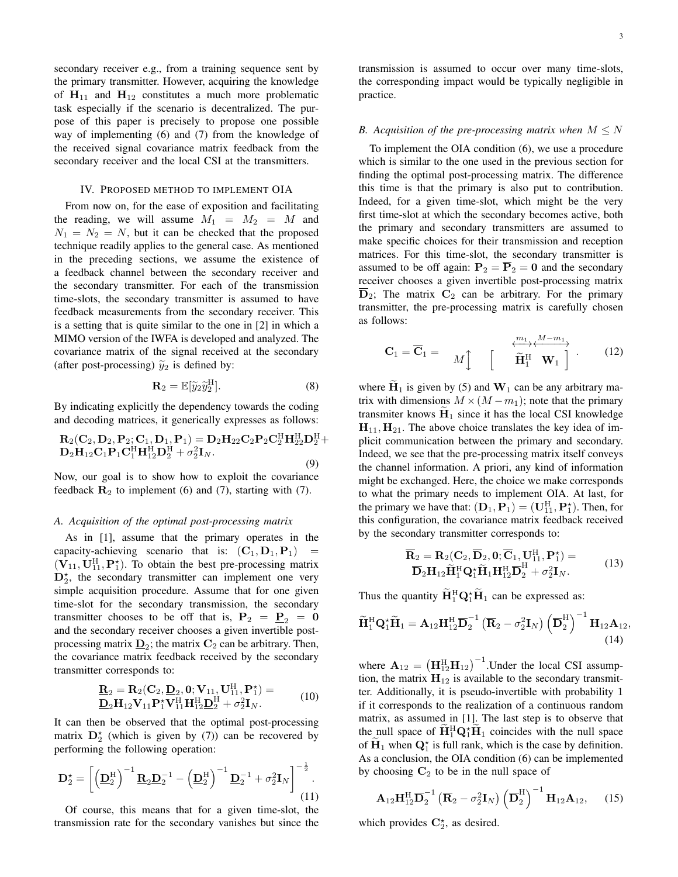secondary receiver e.g., from a training sequence sent by the primary transmitter. However, acquiring the knowledge of $\mathbf{H}_{11}$ and $\mathbf{H}_{12}$ constitutes a much more problematic task especially if the scenario is decentralized. The purpose of this paper is precisely to propose one possible way of implementing (6) and (7) from the knowledge of the received signal covariance matrix feedback from the secondary receiver and the local CSI at the transmitters.

## IV. Proposed method to implement OIA

From now on, for the ease of exposition and facilitating the reading, we will assume $M_1 = M_2 = M$ and $N_1 = N_2 = N$, but it can be checked that the proposed technique readily applies to the general case. As mentioned in the preceding sections, we assume the existence of a feedback channel between the secondary receiver and the secondary transmitter. For each of the transmission time-slots, the secondary transmitter is assumed to have feedback measurements from the secondary receiver. This is a setting that is quite similar to the one in [2] in which a MIMO version of the IWFA is developed and analyzed. The covariance matrix of the signal received at the secondary (after post-processing) $\widetilde{y}_2$ is defined by:

$$\mathbf{R}_2 = \mathbb{E}[\widetilde{y}_2 \widetilde{y}_2^{\mathrm{H}}]. \tag{8}$$

By indicating explicitly the dependency towards the coding and decoding matrices, it generically expresses as follows:

$$\mathbf{R}_2(\mathbf{C}_2, \mathbf{D}_2, \mathbf{P}_2; \mathbf{C}_1, \mathbf{D}_1, \mathbf{P}_1) = \mathbf{D}_2\mathbf{H}_{22}\mathbf{C}_2\mathbf{P}_2\mathbf{C}_2^{\mathrm{H}}\mathbf{H}_{22}^{\mathrm{H}}\mathbf{D}_2^{\mathrm{H}} + \mathbf{D}_2\mathbf{H}_{12}\mathbf{C}_1\mathbf{P}_1\mathbf{C}_1^{\mathrm{H}}\mathbf{H}_{12}^{\mathrm{H}}\mathbf{D}_2^{\mathrm{H}} + \sigma_2^2\mathbf{I}_N. \tag{9}$$

Now, our goal is to show how to exploit the covariance feedback $\mathbf{R}_2$ to implement (6) and (7), starting with (7).

### A. Acquisition of the optimal post-processing matrix

As in [1], assume that the primary operates in the capacity-achieving scenario that is: $(\mathbf{C}_1, \mathbf{D}_1, \mathbf{P}_1) = (\mathbf{V}_{11}, \mathbf{U}_{11}^{\mathrm{H}}, \mathbf{P}_1^{\star})$. To obtain the best pre-processing matrix $\mathbf{D}_2^{\star}$, the secondary transmitter can implement one very simple acquisition procedure. Assume that for one given time-slot for the secondary transmission, the secondary transmitter chooses to be off that is, $\mathbf{P}_2 = \underline{\mathbf{P}}_2 = \mathbf{0}$ and the secondary receiver chooses a given invertible post-processing matrix $\underline{\mathbf{D}}_2$; the matrix $\mathbf{C}_2$ can be arbitrary. Then, the covariance matrix feedback received by the secondary transmitter corresponds to:

$$\underline{\mathbf{R}}_2 = \mathbf{R}_2(\mathbf{C}_2, \underline{\mathbf{D}}_2, \mathbf{0}; \mathbf{V}_{11}, \mathbf{U}_{11}^{\mathrm{H}}, \mathbf{P}_1^{\star}) = \underline{\mathbf{D}}_2\mathbf{H}_{12}\mathbf{V}_{11}\mathbf{P}_1^{\star}\mathbf{V}_{11}^{\mathrm{H}}\mathbf{H}_{12}^{\mathrm{H}}\underline{\mathbf{D}}_2^{\mathrm{H}} + \sigma_2^2\mathbf{I}_N. \tag{10}$$

It can then be observed that the optimal post-processing matrix $\mathbf{D}_2^{\star}$ (which is given by (7)) can be recovered by performing the following operation:

$$\mathbf{D}_2^{\star} = \left[\left(\underline{\mathbf{D}}_2^{\mathrm{H}}\right)^{-1}\underline{\mathbf{R}}_2\underline{\mathbf{D}}_2^{-1} - \left(\underline{\mathbf{D}}_2^{\mathrm{H}}\right)^{-1}\underline{\mathbf{D}}_2^{-1} + \sigma_2^2\mathbf{I}_N\right]^{-\frac{1}{2}}. \tag{11}$$

Of course, this means that for a given time-slot, the transmission rate for the secondary vanishes but since the transmission is assumed to occur over many time-slots, the corresponding impact would be typically negligible in practice.

### B. Acquisition of the pre-processing matrix when $M \leq N$

To implement the OIA condition (6), we use a procedure which is similar to the one used in the previous section for finding the optimal post-processing matrix. The difference this time is that the primary is also put to contribution. Indeed, for a given time-slot, which might be the very first time-slot at which the secondary becomes active, both the primary and secondary transmitters are assumed to make specific choices for their transmission and reception matrices. For this time-slot, the secondary transmitter is assumed to be off again: $\mathbf{P}_2 = \overline{\mathbf{P}}_2 = \mathbf{0}$ and the secondary receiver chooses a given invertible post-processing matrix $\overline{\mathbf{D}}_2$; The matrix $\mathbf{C}_2$ can be arbitrary. For the primary transmitter, the pre-processing matrix is carefully chosen as follows:

$$\mathbf{C}_1 = \overline{\mathbf{C}}_1 = M\updownarrow \begin{bmatrix} \overbrace{\widetilde{\mathbf{H}}_1^{\mathrm{H}}}^{m_1} & \overbrace{\mathbf{W}_1}^{M-m_1} \end{bmatrix}. \tag{12}$$

where $\widetilde{\mathbf{H}}_1$ is given by (5) and $\mathbf{W}_1$ can be any arbitrary matrix with dimensions $M \times (M - m_1)$; note that the primary transmitter knows $\widetilde{\mathbf{H}}_1$ since it has the local CSI knowledge $\mathbf{H}_{11}, \mathbf{H}_{21}$. The above choice translates the key idea of implicit communication between the primary and secondary. Indeed, we see that the pre-processing matrix itself conveys the channel information. A priori, any kind of information might be exchanged. Here, the choice we make corresponds to what the primary needs to implement OIA. At last, for the primary we have that: $(\mathbf{D}_1, \mathbf{P}_1) = (\mathbf{U}_{11}^{\mathrm{H}}, \mathbf{P}_1^{\star})$. Then, for this configuration, the covariance matrix feedback received by the secondary transmitter corresponds to:

$$\overline{\mathbf{R}}_2 = \mathbf{R}_2(\mathbf{C}_2, \overline{\mathbf{D}}_2, \mathbf{0}; \overline{\mathbf{C}}_1, \mathbf{U}_{11}^{\mathrm{H}}, \mathbf{P}_1^{\star}) = \overline{\mathbf{D}}_2\mathbf{H}_{12}\widetilde{\mathbf{H}}_1^{\mathrm{H}}\mathbf{Q}_1^{\star}\widetilde{\mathbf{H}}_1\mathbf{H}_{12}^{\mathrm{H}}\overline{\mathbf{D}}_2^{\mathrm{H}} + \sigma_2^2\mathbf{I}_N. \tag{13}$$

Thus the quantity $\widetilde{\mathbf{H}}_1^{\mathrm{H}}\mathbf{Q}_1^{\star}\widetilde{\mathbf{H}}_1$ can be expressed as:

$$\widetilde{\mathbf{H}}_1^{\mathrm{H}}\mathbf{Q}_1^{\star}\widetilde{\mathbf{H}}_1 = \mathbf{A}_{12}\mathbf{H}_{12}^{\mathrm{H}}\overline{\mathbf{D}}_2^{-1}\left(\overline{\mathbf{R}}_2 - \sigma_2^2\mathbf{I}_N\right)\left(\overline{\mathbf{D}}_2^{\mathrm{H}}\right)^{-1}\mathbf{H}_{12}\mathbf{A}_{12}, \tag{14}$$

where $\mathbf{A}_{12} = \left(\mathbf{H}_{12}^{\mathrm{H}}\mathbf{H}_{12}\right)^{-1}$. Under the local CSI assumption, the matrix $\mathbf{H}_{12}$ is available to the secondary transmitter. Additionally, it is pseudo-invertible with probability 1 if it corresponds to the realization of a continuous random matrix, as assumed in [1]. The last step is to observe that the null space of $\widetilde{\mathbf{H}}_1^{\mathrm{H}}\mathbf{Q}_1^{\star}\widetilde{\mathbf{H}}_1$ coincides with the null space of $\widetilde{\mathbf{H}}_1$ when $\mathbf{Q}_1^{\star}$ is full rank, which is the case by definition. As a conclusion, the OIA condition (6) can be implemented by choosing $\mathbf{C}_2$ to be in the null space of

$$\mathbf{A}_{12}\mathbf{H}_{12}^{\mathrm{H}}\overline{\mathbf{D}}_2^{-1}\left(\overline{\mathbf{R}}_2 - \sigma_2^2\mathbf{I}_N\right)\left(\overline{\mathbf{D}}_2^{\mathrm{H}}\right)^{-1}\mathbf{H}_{12}\mathbf{A}_{12}, \tag{15}$$

which provides $\mathbf{C}_2^{\star}$, as desired.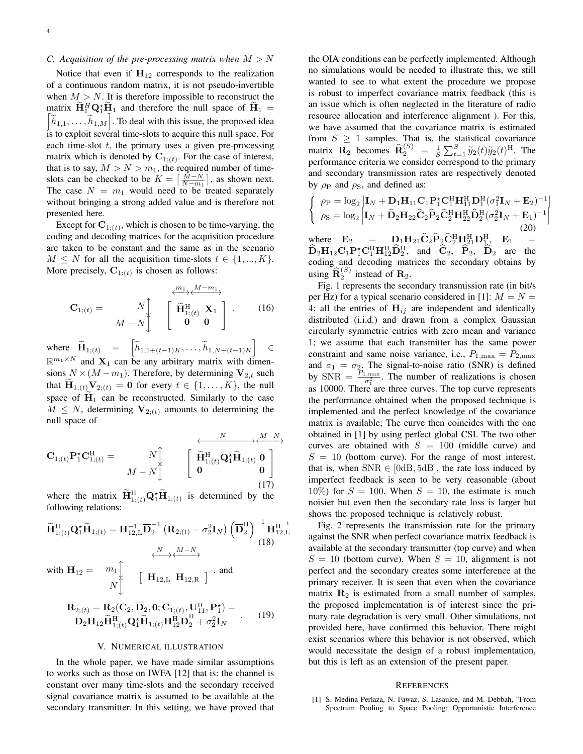### C. Acquisition of the pre-processing matrix when $M > N$

Notice that even if $\mathbf{H}_{12}$ corresponds to the realization of a continuous random matrix, it is not pseudo-invertible when $M > N$. It is therefore impossible to reconstruct the matrix $\widetilde{\mathbf{H}}_1^H \mathbf{Q}_1^\star \widetilde{\mathbf{H}}_1$ and therefore the null space of $\widetilde{\mathbf{H}}_1 = \left[\widetilde{h}_{1,1}, \ldots, \widetilde{h}_{1,M}\right]$. To deal with this issue, the proposed idea is to exploit several time-slots to acquire this null space. For each time-slot $t$, the primary uses a given pre-processing matrix which is denoted by $\mathbf{C}_{1;(t)}$. For the case of interest, that is to say, $M > N > m_1$, the required number of time-slots can be checked to be $K = \left\lceil \frac{M-N}{N-m_1} \right\rceil$, as shown next. The case $N = m_1$ would need to be treated separately without bringing a strong added value and is therefore not presented here.

Except for $\mathbf{C}_{1;(t)}$, which is chosen to be time-varying, the coding and decoding matrices for the acquisition procedure are taken to be constant and the same as in the scenario $M \leq N$ for all the acquisition time-slots $t \in \{1, ..., K\}$. More precisely, $\mathbf{C}_{1;(t)}$ is chosen as follows:

$$
\mathbf{C}_{1;(t)} = \begin{matrix} N \updownarrow \\ M-N \updownarrow \end{matrix} \overset{\quad \overset{m_1}{\longleftrightarrow} \overset{M-m_1}{\longleftrightarrow}}{\begin{bmatrix} \widetilde{\mathbf{H}}_{1;(t)}^{\mathrm{H}} & \mathbf{X}_1 \\ \mathbf{0} & \mathbf{0} \end{bmatrix}}. \tag{16}
$$

where $\widetilde{\mathbf{H}}_{1;(t)} = \left[\widetilde{h}_{1,1+(t-1)K}, \ldots, \widetilde{h}_{1,N+(t-1)K}\right] \in \mathbb{R}^{m_1 \times N}$ and $\mathbf{X}_1$ can be any arbitrary matrix with dimensions $N \times (M - m_1)$. Therefore, by determining $\mathbf{V}_{2,t}$ such that $\widetilde{\mathbf{H}}_{1,(t)} \mathbf{V}_{2;(t)} = \mathbf{0}$ for every $t \in \{1, \ldots, K\}$, the null space of $\widetilde{\mathbf{H}}_1$ can be reconstructed. Similarly to the case $M \leq N$, determining $\mathbf{V}_{2;(t)}$ amounts to determining the null space of

$$
\mathbf{C}_{1;(t)} \mathbf{P}_1^\star \mathbf{C}_{1;(t)}^{\mathrm{H}} = \begin{matrix} N \updownarrow \\ M-N \updownarrow \end{matrix} \overset{\quad \overset{N}{\longleftrightarrow} \overset{M-N}{\longleftrightarrow}}{\begin{bmatrix} \widetilde{\mathbf{H}}_{1;(t)}^{\mathrm{H}} \mathbf{Q}_1^\star \widetilde{\mathbf{H}}_{1;(t)} & \mathbf{0} \\ \mathbf{0} & \mathbf{0} \end{bmatrix}} \tag{17}
$$

where the matrix $\widetilde{\mathbf{H}}_{1;(t)}^{\mathrm{H}} \mathbf{Q}_1^\star \widetilde{\mathbf{H}}_{1;(t)}$ is determined by the following relations:

$$
\widetilde{\mathbf{H}}_{1;(t)}^{\mathrm{H}} \mathbf{Q}_1^\star \widetilde{\mathbf{H}}_{1;(t)} = \mathbf{H}_{12,\mathrm{L}}^{-1} \overline{\mathbf{D}}_2^{-1} \left(\mathbf{R}_{2;(t)} - \sigma_2^2 \mathbf{I}_N\right) \left(\overline{\mathbf{D}}_2^{\mathrm{H}}\right)^{-1} \mathbf{H}_{12,\mathrm{L}}^{\mathrm{H}^{-1}} \tag{18}
$$

with $\mathbf{H}_{12} = \begin{matrix} m_1 \updownarrow \\ N \updownarrow \end{matrix} \overset{\overset{N}{\longleftrightarrow} \overset{M-N}{\longleftrightarrow}}{\left[\, \mathbf{H}_{12,\mathrm{L}} \;\; \mathbf{H}_{12,\mathrm{R}} \,\right]}$. and

$$
\begin{aligned}
\overline{\mathbf{R}}_{2;(t)} = \mathbf{R}_2(\mathbf{C}_2, \overline{\mathbf{D}}_2, \mathbf{0}; \overline{\mathbf{C}}_{1;(t)}, \mathbf{U}_{11}^{\mathrm{H}}, \mathbf{P}_1^\star) = \\
\overline{\mathbf{D}}_2 \mathbf{H}_{12} \widetilde{\mathbf{H}}_{1;(t)}^{\mathrm{H}} \mathbf{Q}_1^\star \widetilde{\mathbf{H}}_{1;(t)} \mathbf{H}_{12}^{\mathrm{H}} \overline{\mathbf{D}}_2^{\mathrm{H}} + \sigma_2^2 \mathbf{I}_N
\end{aligned}. \tag{19}
$$

## V. Numerical illustration

In the whole paper, we have made similar assumptions to works such as those on IWFA [12] that is: the channel is constant over many time-slots and the secondary received signal covariance matrix is assumed to be available at the secondary transmitter. In this setting, we have proved that the OIA conditions can be perfectly implemented. Although no simulations would be needed to illustrate this, we still wanted to see to what extent the procedure we propose is robust to imperfect covariance matrix feedback (this is an issue which is often neglected in the literature of radio resource allocation and interference alignment ). For this, we have assumed that the covariance matrix is estimated from $S \geq 1$ samples. That is, the statistical covariance matrix $\mathbf{R}_2$ becomes $\widehat{\mathbf{R}}_2^{(S)} = \frac{1}{S}\sum_{t=1}^{S} \widetilde{y}_2(t)\widetilde{y}_2(t)^{\mathrm{H}}$. The performance criteria we consider correspond to the primary and secondary transmission rates are respectively denoted by $\rho_{\mathrm{P}}$ and $\rho_{\mathrm{S}}$, and defined as:

$$
\begin{cases}
\rho_{\mathrm{P}} = \log_2 \left| \mathbf{I}_N + \mathbf{D}_1 \mathbf{H}_{11} \mathbf{C}_1 \mathbf{P}_1^\star \mathbf{C}_1^{\mathrm{H}} \mathbf{H}_{11}^{\mathrm{H}} \mathbf{D}_1^{\mathrm{H}} (\sigma_1^2 \mathbf{I}_N + \mathbf{E}_2)^{-1} \right| \\
\rho_{\mathrm{S}} = \log_2 \left| \mathbf{I}_N + \widehat{\mathbf{D}}_2 \mathbf{H}_{22} \widehat{\mathbf{C}}_2 \widehat{\mathbf{P}}_2 \widehat{\mathbf{C}}_2^{\mathrm{H}} \mathbf{H}_{22}^{\mathrm{H}} \widehat{\mathbf{D}}_2^{\mathrm{H}} (\sigma_2^2 \mathbf{I}_N + \mathbf{E}_1)^{-1} \right|
\end{cases} \tag{20}
$$

where $\mathbf{E}_2 = \mathbf{D}_1 \mathbf{H}_{21} \widehat{\mathbf{C}}_2 \widehat{\mathbf{P}}_2 \widehat{\mathbf{C}}_2^{\mathrm{H}} \mathbf{H}_{21}^{\mathrm{H}} \mathbf{D}_1^{\mathrm{H}}$, $\mathbf{E}_1 = \widehat{\mathbf{D}}_2 \mathbf{H}_{12} \mathbf{C}_1 \mathbf{P}_1^\star \mathbf{C}_1^{\mathrm{H}} \mathbf{H}_{12}^{\mathrm{H}} \widehat{\mathbf{D}}_2^{\mathrm{H}}$, and $\widehat{\mathbf{C}}_2$, $\widehat{\mathbf{P}}_2$, $\widehat{\mathbf{D}}_2$ are the coding and decoding matrices the secondary obtains by using $\widehat{\mathbf{R}}_2^{(S)}$ instead of $\mathbf{R}_2$.

Fig. 1 represents the secondary transmission rate (in bit/s per Hz) for a typical scenario considered in [1]: $M = N = 4$; all the entries of $\mathbf{H}_{ij}$ are independent and identically distributed (i.i.d.) and drawn from a complex Gaussian circularly symmetric entries with zero mean and variance 1; we assume that each transmitter has the same power constraint and same noise variance, i.e., $P_{1,\max} = P_{2,\max}$ and $\sigma_1 = \sigma_2$. The signal-to-noise ratio (SNR) is defined by $\mathrm{SNR} = \frac{P_{1,\max}}{\sigma_1^2}$. The number of realizations is chosen as 10000. There are three curves. The top curve represents the performance obtained when the proposed technique is implemented and the perfect knowledge of the covariance matrix is available; The curve then coincides with the one obtained in [1] by using perfect global CSI. The two other curves are obtained with $S = 100$ (middle curve) and $S = 10$ (bottom curve). For the range of most interest, that is, when $\mathrm{SNR} \in [0\mathrm{dB}, 5\mathrm{dB}]$, the rate loss induced by imperfect feedback is seen to be very reasonable (about 10%) for $S = 100$. When $S = 10$, the estimate is much noisier but even then the secondary rate loss is larger but shows the proposed technique is relatively robust.

Fig. 2 represents the transmission rate for the primary against the SNR when perfect covariance matrix feedback is available at the secondary transmitter (top curve) and when $S = 10$ (bottom curve). When $S = 10$, alignment is not perfect and the secondary creates some interference at the primary receiver. It is seen that even when the covariance matrix $\mathbf{R}_2$ is estimated from a small number of samples, the proposed implementation is of interest since the primary rate degradation is very small. Other simulations, not provided here, have confirmed this behavior. There might exist scenarios where this behavior is not observed, which would necessitate the design of a robust implementation, but this is left as an extension of the present paper.

## References

[1] S. Medina Perlaza, N. Fawaz, S. Lasaulce, and M. Debbah, "From Spectrum Pooling to Space Pooling: Opportunistic Interference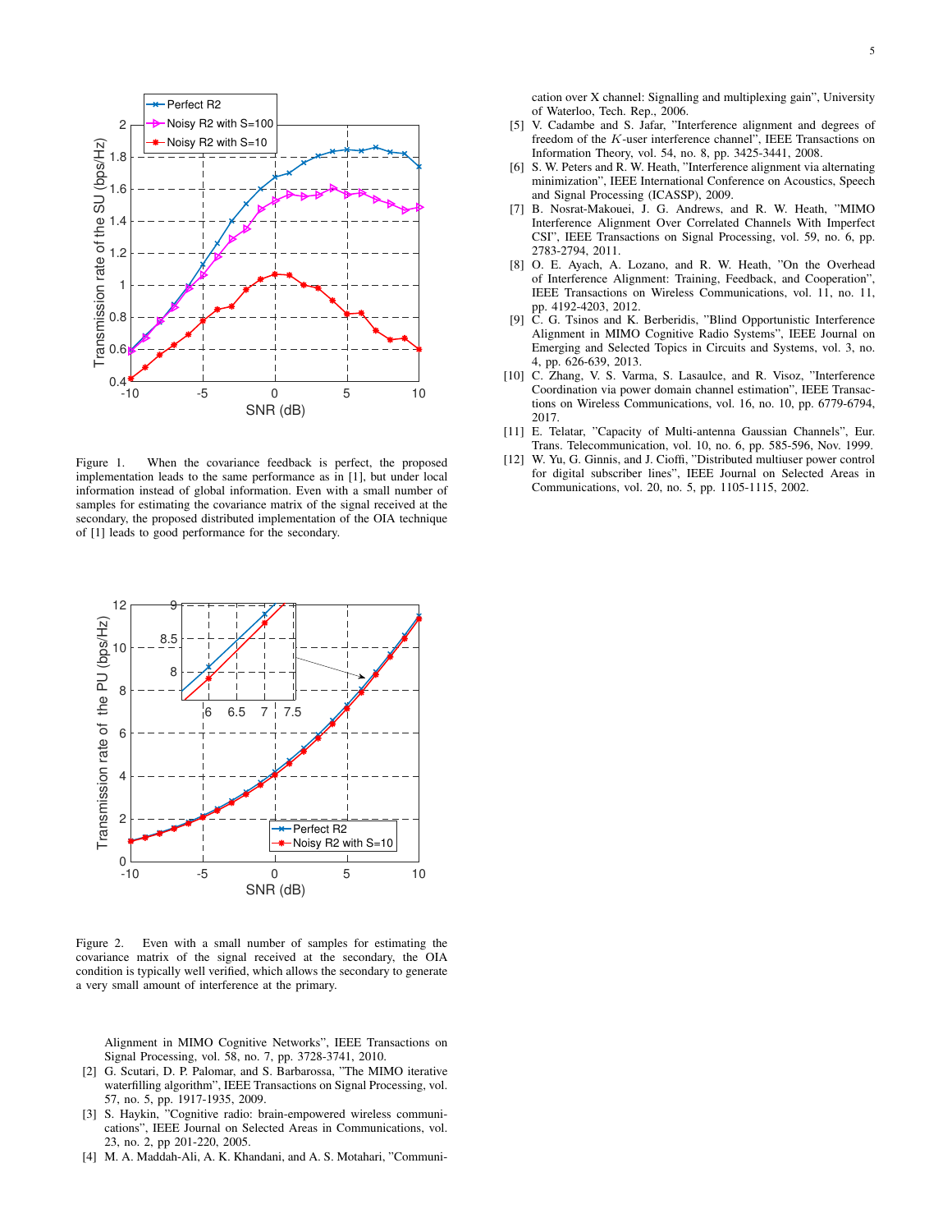Perfect R2
Noisy R2 with S=100
Noisy R2 with S=10
Transmission rate of the SU (bps/Hz)
2
1.8
1.6
1.4
1.2
1
0.8
0.6
0.4
-10
-5
0
5
10
SNR (dB)

Figure 1. When the covariance feedback is perfect, the proposed implementation leads to the same performance as in [1], but under local information instead of global information. Even with a small number of samples for estimating the covariance matrix of the signal received at the secondary, the proposed distributed implementation of the OIA technique of [1] leads to good performance for the secondary.

Transmission rate of the PU (bps/Hz)
12
10
8
6
4
2
0
9
8.5
8
6
6.5
7
7.5
-10
-5
0
5
10
SNR (dB)
Perfect R2
Noisy R2 with S=10

Figure 2. Even with a small number of samples for estimating the covariance matrix of the signal received at the secondary, the OIA condition is typically well verified, which allows the secondary to generate a very small amount of interference at the primary.

Alignment in MIMO Cognitive Networks", IEEE Transactions on Signal Processing, vol. 58, no. 7, pp. 3728-3741, 2010.

[2] G. Scutari, D. P. Palomar, and S. Barbarossa, "The MIMO iterative waterfilling algorithm", IEEE Transactions on Signal Processing, vol. 57, no. 5, pp. 1917-1935, 2009.

[3] S. Haykin, "Cognitive radio: brain-empowered wireless communications", IEEE Journal on Selected Areas in Communications, vol. 23, no. 2, pp 201-220, 2005.

[4] M. A. Maddah-Ali, A. K. Khandani, and A. S. Motahari, "Communication over X channel: Signalling and multiplexing gain", University of Waterloo, Tech. Rep., 2006.

[5] V. Cadambe and S. Jafar, "Interference alignment and degrees of freedom of the $K$-user interference channel", IEEE Transactions on Information Theory, vol. 54, no. 8, pp. 3425-3441, 2008.

[6] S. W. Peters and R. W. Heath, "Interference alignment via alternating minimization", IEEE International Conference on Acoustics, Speech and Signal Processing (ICASSP), 2009.

[7] B. Nosrat-Makouei, J. G. Andrews, and R. W. Heath, "MIMO Interference Alignment Over Correlated Channels With Imperfect CSI", IEEE Transactions on Signal Processing, vol. 59, no. 6, pp. 2783-2794, 2011.

[8] O. E. Ayach, A. Lozano, and R. W. Heath, "On the Overhead of Interference Alignment: Training, Feedback, and Cooperation", IEEE Transactions on Wireless Communications, vol. 11, no. 11, pp. 4192-4203, 2012.

[9] C. G. Tsinos and K. Berberidis, "Blind Opportunistic Interference Alignment in MIMO Cognitive Radio Systems", IEEE Journal on Emerging and Selected Topics in Circuits and Systems, vol. 3, no. 4, pp. 626-639, 2013.

[10] C. Zhang, V. S. Varma, S. Lasaulce, and R. Visoz, "Interference Coordination via power domain channel estimation", IEEE Transactions on Wireless Communications, vol. 16, no. 10, pp. 6779-6794, 2017.

[11] E. Telatar, "Capacity of Multi-antenna Gaussian Channels", Eur. Trans. Telecommunication, vol. 10, no. 6, pp. 585-596, Nov. 1999.

[12] W. Yu, G. Ginnis, and J. Cioffi, "Distributed multiuser power control for digital subscriber lines", IEEE Journal on Selected Areas in Communications, vol. 20, no. 5, pp. 1105-1115, 2002.